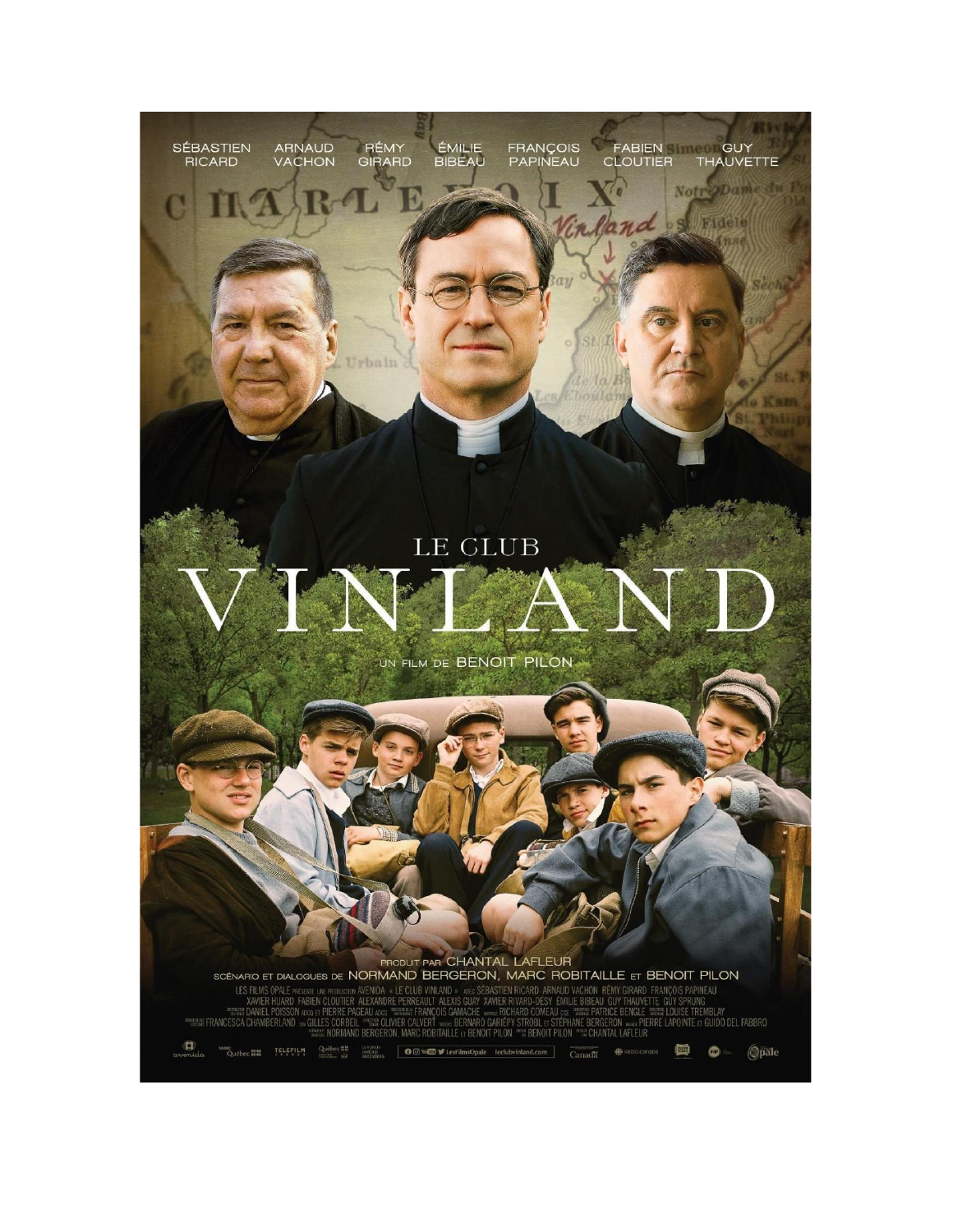SÉBASTIEN RICARD ARNAUD VACHON RÉMY GIRARD ÉMILIE BIBEAU FRANÇOIS PAPINEAU FABIEN CLOUTIER GUY THAUVETTE

# LE CLUB VINLAND

UN FILM DE BENOIT PILON

PRODUIT PAR CHANTAL LAFLEUR

SCÉNARIO ET DIALOGUES DE NORMAND BERGERON, MARC ROBITAILLE ET BENOIT PILON

LES FILMS OPALE PRÉSENTE UNE PRODUCTION AVENIDA « LE CLUB VINLAND » AVEC SÉBASTIEN RICARD ARNAUD VACHON RÉMY GIRARD FRANÇOIS PAPINEAU XAVIER HUARD FABIEN CLOUTIER ALEXANDRE PERREAULT ALEXIS GUAY XAVIER RIVARD-DÉSY ÉMILIE BIBEAU GUY THAUVETTE GUY SPRUNG DANIEL POISSON ADCQ ET PIERRE PAGEAU ADCQ FRANÇOIS GAMACHE RICHARD COMEAU CSE PATRICE BENGLE LOUISE TREMBLAY FRANCESCA CHAMBERLAND GILLES CORBEIL OLIVIER CALVERT BERNARD GARIÉPY STROBL ET STÉPHANE BERGERON PIERRE LAPOINTE ET GUIDO DEL FABBRO NORMAND BERGERON, MARC ROBITAILLE ET BENOIT PILON BENOIT PILON CHANTAL LAFLEUR

LesFilmsOpale leclubvinland.com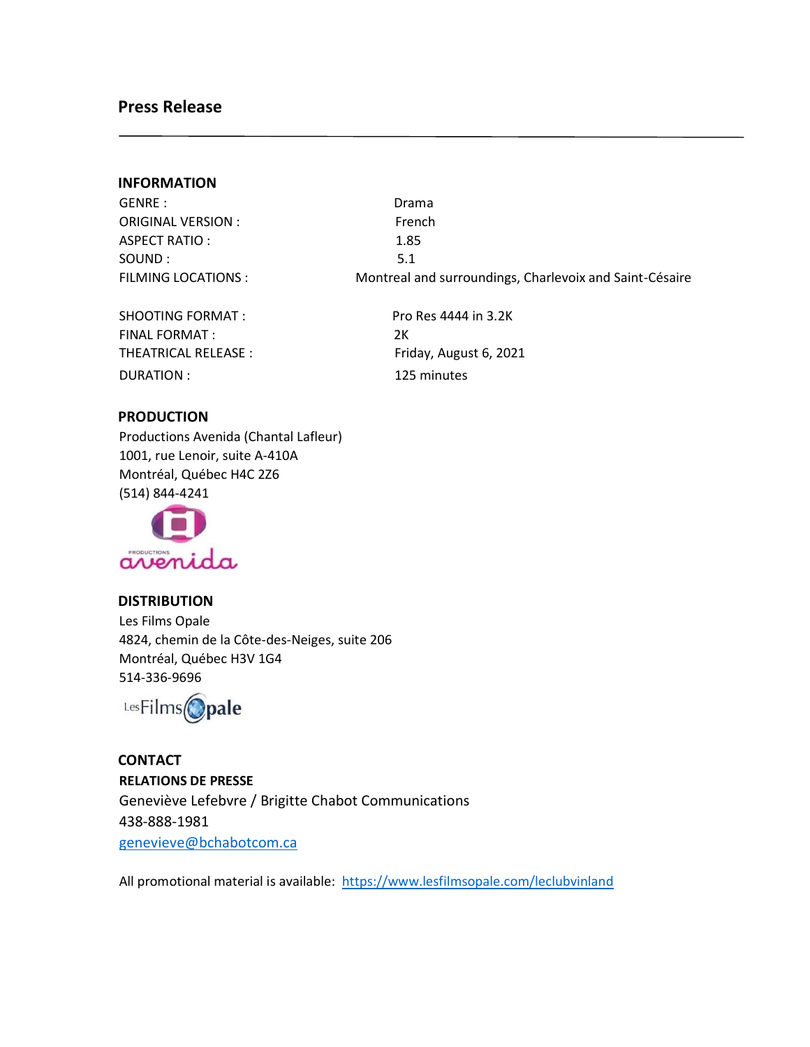## Press Release

---

### INFORMATION

| | |
|---|---|
| GENRE : | Drama |
| ORIGINAL VERSION : | French |
| ASPECT RATIO : | 1.85 |
| SOUND : | 5.1 |
| FILMING LOCATIONS : | Montreal and surroundings, Charlevoix and Saint-Césaire |
| SHOOTING FORMAT : | Pro Res 4444 in 3.2K |
| FINAL FORMAT : | 2K |
| THEATRICAL RELEASE : | Friday, August 6, 2021 |
| DURATION : | 125 minutes |

### PRODUCTION

Productions Avenida (Chantal Lafleur)
1001, rue Lenoir, suite A-410A
Montréal, Québec H4C 2Z6
(514) 844-4241

### DISTRIBUTION

Les Films Opale
4824, chemin de la Côte-des-Neiges, suite 206
Montréal, Québec H3V 1G4
514-336-9696

### CONTACT

**RELATIONS DE PRESSE**

Geneviève Lefebvre / Brigitte Chabot Communications
438-888-1981
genevieve@bchabotcom.ca

All promotional material is available: https://www.lesfilmsopale.com/leclubvinland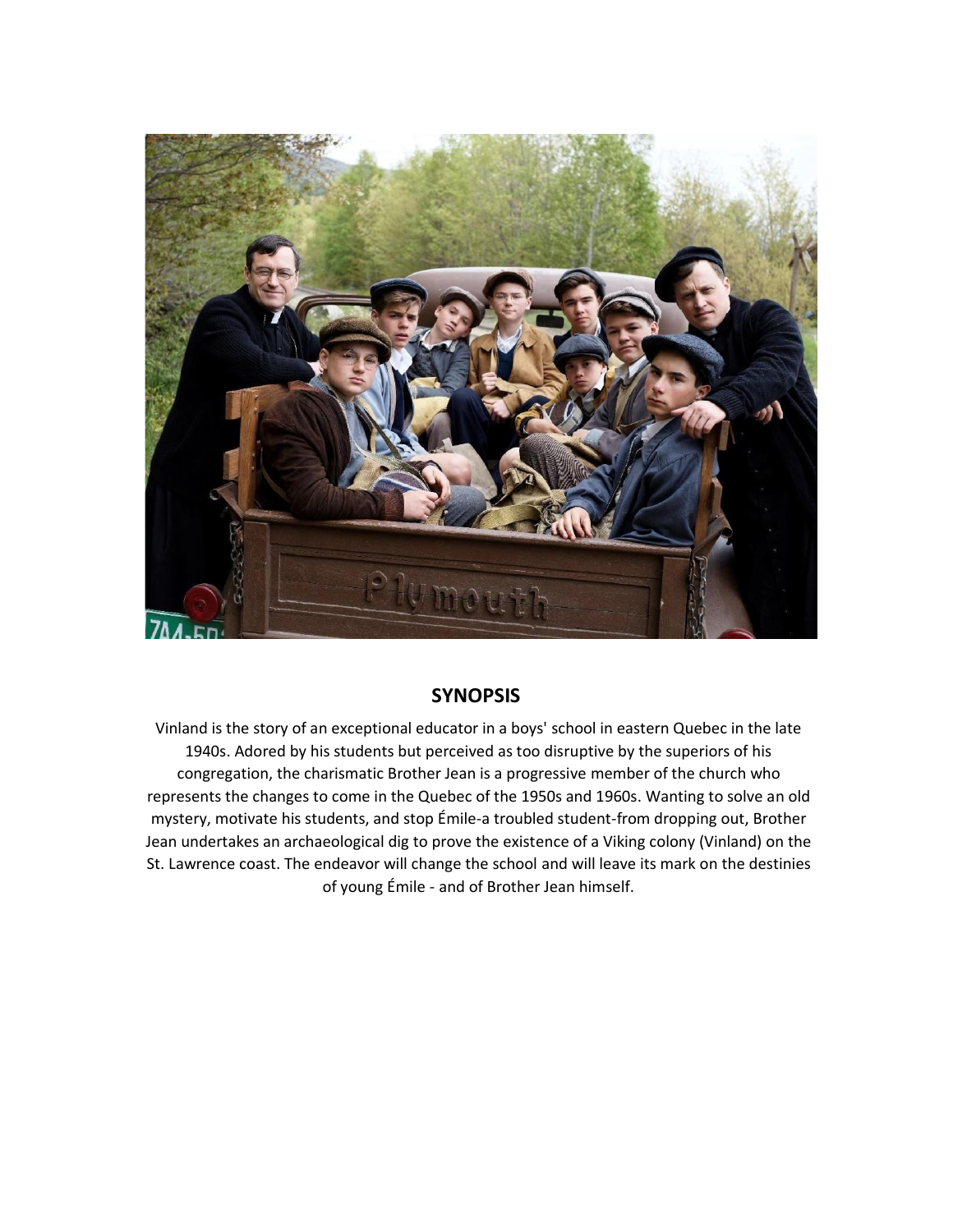## SYNOPSIS

Vinland is the story of an exceptional educator in a boys' school in eastern Quebec in the late 1940s. Adored by his students but perceived as too disruptive by the superiors of his congregation, the charismatic Brother Jean is a progressive member of the church who represents the changes to come in the Quebec of the 1950s and 1960s. Wanting to solve an old mystery, motivate his students, and stop Émile-a troubled student-from dropping out, Brother Jean undertakes an archaeological dig to prove the existence of a Viking colony (Vinland) on the St. Lawrence coast. The endeavor will change the school and will leave its mark on the destinies of young Émile - and of Brother Jean himself.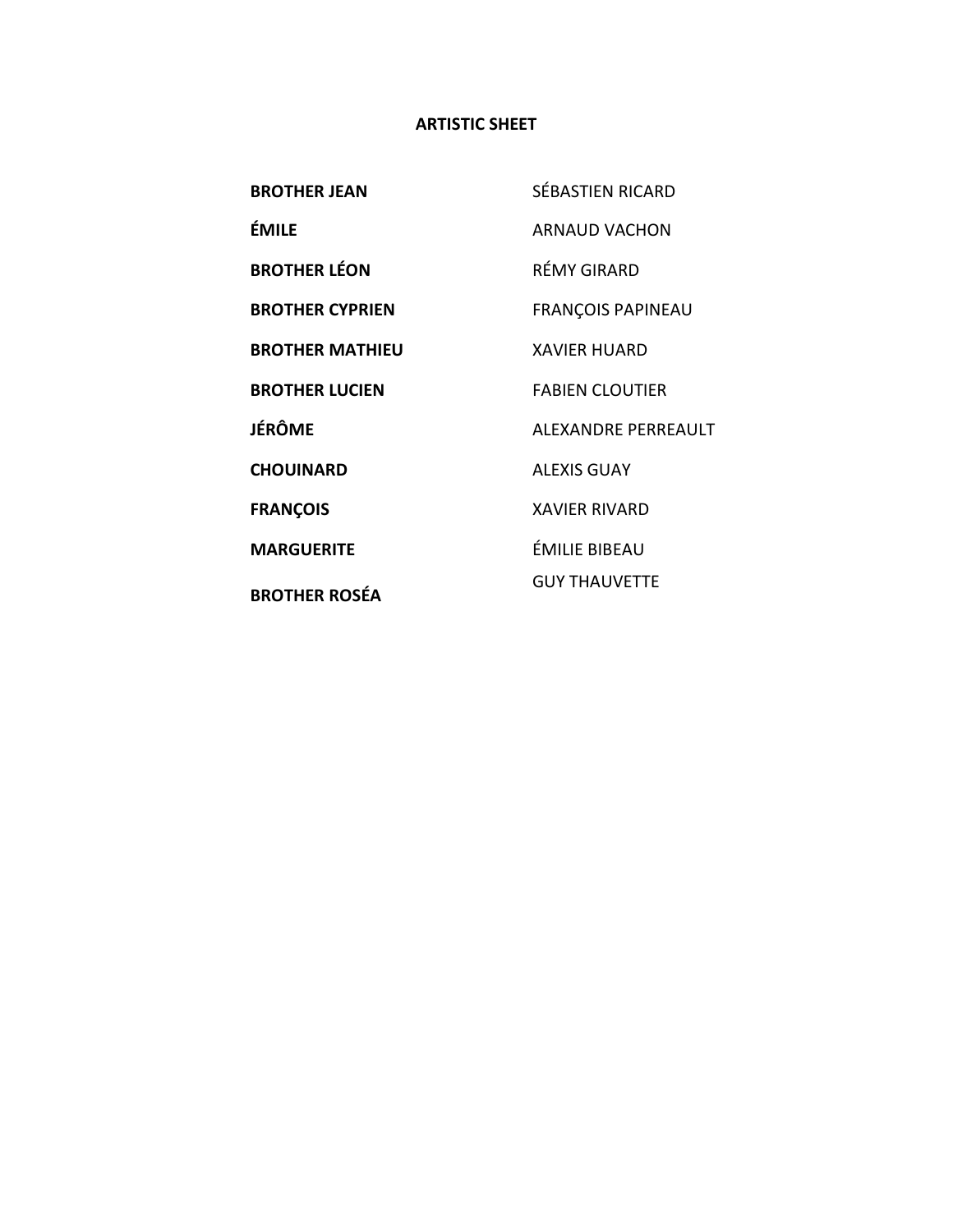# ARTISTIC SHEET

| | |
|---|---|
| **BROTHER JEAN** | SÉBASTIEN RICARD |
| **ÉMILE** | ARNAUD VACHON |
| **BROTHER LÉON** | RÉMY GIRARD |
| **BROTHER CYPRIEN** | FRANÇOIS PAPINEAU |
| **BROTHER MATHIEU** | XAVIER HUARD |
| **BROTHER LUCIEN** | FABIEN CLOUTIER |
| **JÉRÔME** | ALEXANDRE PERREAULT |
| **CHOUINARD** | ALEXIS GUAY |
| **FRANÇOIS** | XAVIER RIVARD |
| **MARGUERITE** | ÉMILIE BIBEAU |
| **BROTHER ROSÉA** | GUY THAUVETTE |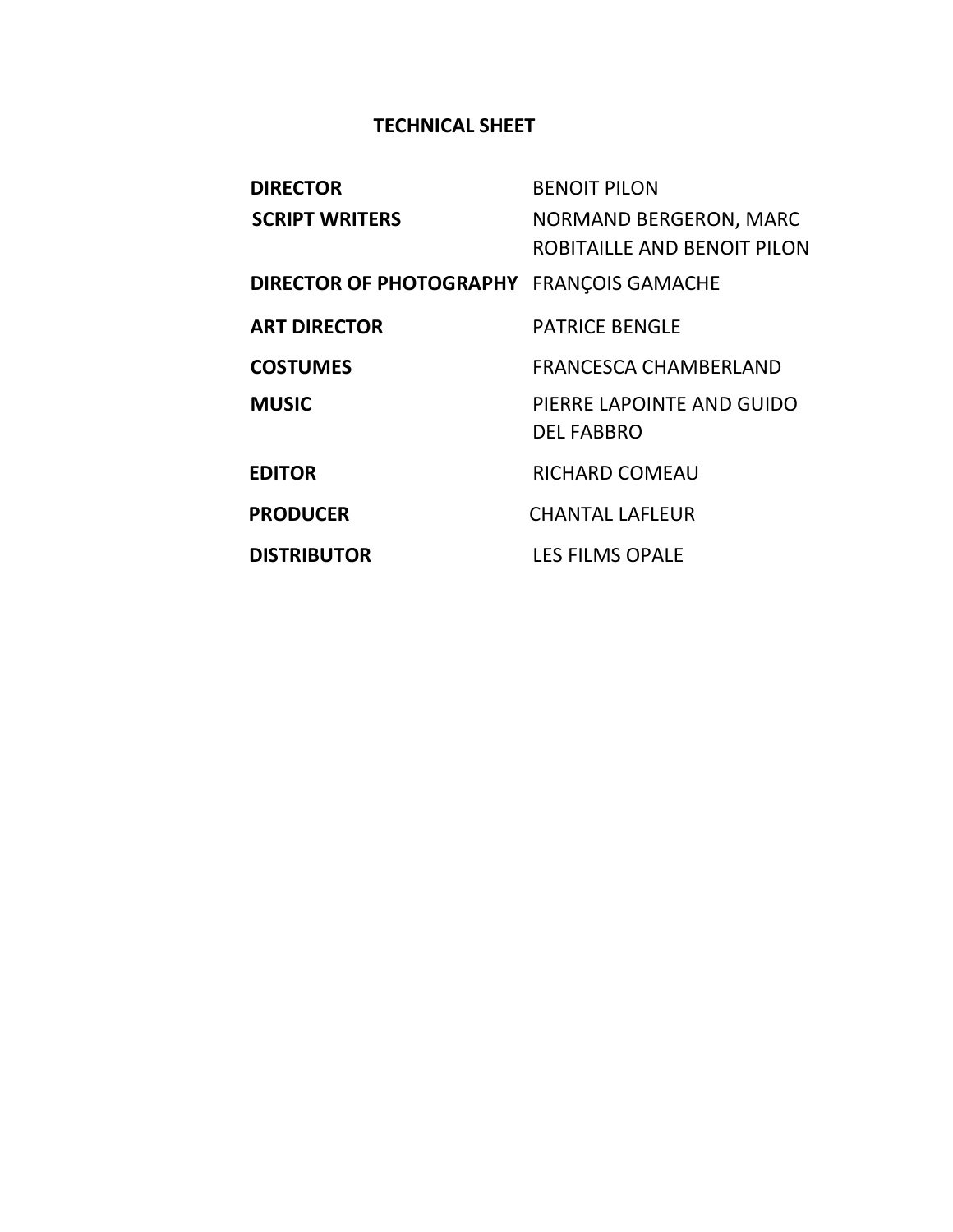## TECHNICAL SHEET

| | |
|---|---|
| **DIRECTOR** | BENOIT PILON |
| **SCRIPT WRITERS** | NORMAND BERGERON, MARC ROBITAILLE AND BENOIT PILON |
| **DIRECTOR OF PHOTOGRAPHY** | FRANÇOIS GAMACHE |
| **ART DIRECTOR** | PATRICE BENGLE |
| **COSTUMES** | FRANCESCA CHAMBERLAND |
| **MUSIC** | PIERRE LAPOINTE AND GUIDO DEL FABBRO |
| **EDITOR** | RICHARD COMEAU |
| **PRODUCER** | CHANTAL LAFLEUR |
| **DISTRIBUTOR** | LES FILMS OPALE |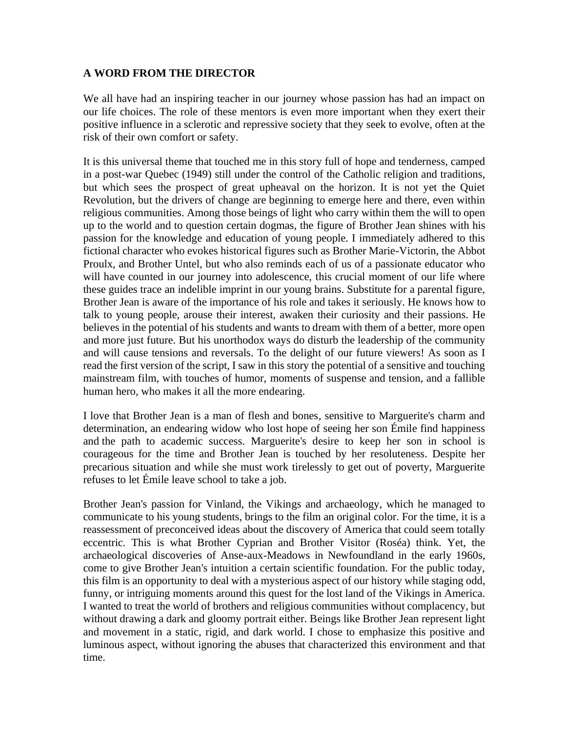**A WORD FROM THE DIRECTOR**

We all have had an inspiring teacher in our journey whose passion has had an impact on our life choices. The role of these mentors is even more important when they exert their positive influence in a sclerotic and repressive society that they seek to evolve, often at the risk of their own comfort or safety.

It is this universal theme that touched me in this story full of hope and tenderness, camped in a post-war Quebec (1949) still under the control of the Catholic religion and traditions, but which sees the prospect of great upheaval on the horizon. It is not yet the Quiet Revolution, but the drivers of change are beginning to emerge here and there, even within religious communities. Among those beings of light who carry within them the will to open up to the world and to question certain dogmas, the figure of Brother Jean shines with his passion for the knowledge and education of young people. I immediately adhered to this fictional character who evokes historical figures such as Brother Marie-Victorin, the Abbot Proulx, and Brother Untel, but who also reminds each of us of a passionate educator who will have counted in our journey into adolescence, this crucial moment of our life where these guides trace an indelible imprint in our young brains. Substitute for a parental figure, Brother Jean is aware of the importance of his role and takes it seriously. He knows how to talk to young people, arouse their interest, awaken their curiosity and their passions. He believes in the potential of his students and wants to dream with them of a better, more open and more just future. But his unorthodox ways do disturb the leadership of the community and will cause tensions and reversals. To the delight of our future viewers! As soon as I read the first version of the script, I saw in this story the potential of a sensitive and touching mainstream film, with touches of humor, moments of suspense and tension, and a fallible human hero, who makes it all the more endearing.

I love that Brother Jean is a man of flesh and bones, sensitive to Marguerite's charm and determination, an endearing widow who lost hope of seeing her son Émile find happiness and the path to academic success. Marguerite's desire to keep her son in school is courageous for the time and Brother Jean is touched by her resoluteness. Despite her precarious situation and while she must work tirelessly to get out of poverty, Marguerite refuses to let Émile leave school to take a job.

Brother Jean's passion for Vinland, the Vikings and archaeology, which he managed to communicate to his young students, brings to the film an original color. For the time, it is a reassessment of preconceived ideas about the discovery of America that could seem totally eccentric. This is what Brother Cyprian and Brother Visitor (Roséa) think. Yet, the archaeological discoveries of Anse-aux-Meadows in Newfoundland in the early 1960s, come to give Brother Jean's intuition a certain scientific foundation. For the public today, this film is an opportunity to deal with a mysterious aspect of our history while staging odd, funny, or intriguing moments around this quest for the lost land of the Vikings in America. I wanted to treat the world of brothers and religious communities without complacency, but without drawing a dark and gloomy portrait either. Beings like Brother Jean represent light and movement in a static, rigid, and dark world. I chose to emphasize this positive and luminous aspect, without ignoring the abuses that characterized this environment and that time.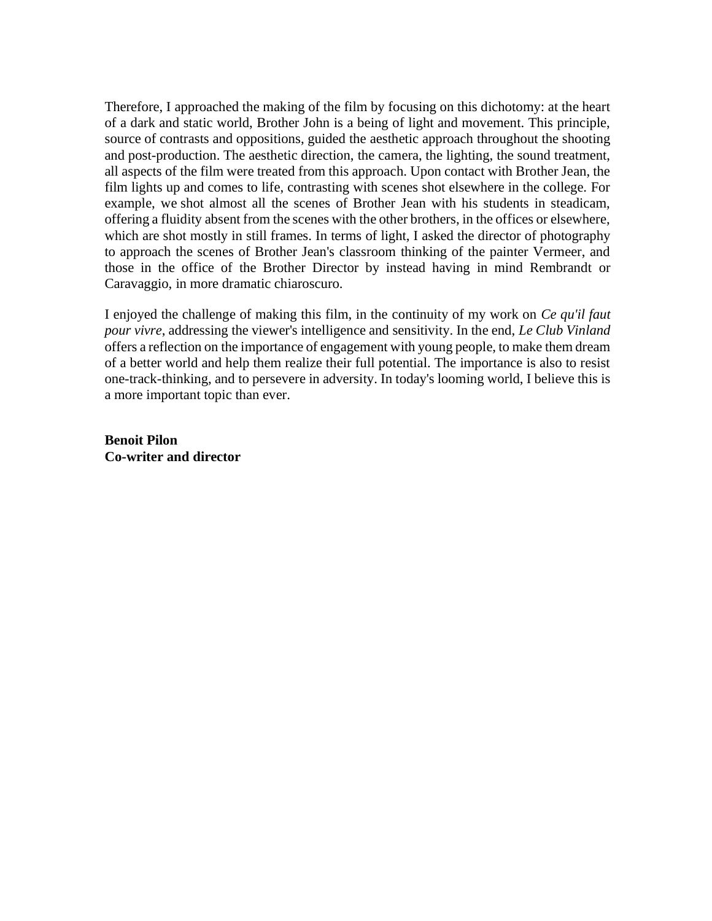Therefore, I approached the making of the film by focusing on this dichotomy: at the heart of a dark and static world, Brother John is a being of light and movement. This principle, source of contrasts and oppositions, guided the aesthetic approach throughout the shooting and post-production. The aesthetic direction, the camera, the lighting, the sound treatment, all aspects of the film were treated from this approach. Upon contact with Brother Jean, the film lights up and comes to life, contrasting with scenes shot elsewhere in the college. For example, we shot almost all the scenes of Brother Jean with his students in steadicam, offering a fluidity absent from the scenes with the other brothers, in the offices or elsewhere, which are shot mostly in still frames. In terms of light, I asked the director of photography to approach the scenes of Brother Jean's classroom thinking of the painter Vermeer, and those in the office of the Brother Director by instead having in mind Rembrandt or Caravaggio, in more dramatic chiaroscuro.

I enjoyed the challenge of making this film, in the continuity of my work on *Ce qu'il faut pour vivre*, addressing the viewer's intelligence and sensitivity. In the end, *Le Club Vinland* offers a reflection on the importance of engagement with young people, to make them dream of a better world and help them realize their full potential. The importance is also to resist one-track-thinking, and to persevere in adversity. In today's looming world, I believe this is a more important topic than ever.

**Benoit Pilon**
**Co-writer and director**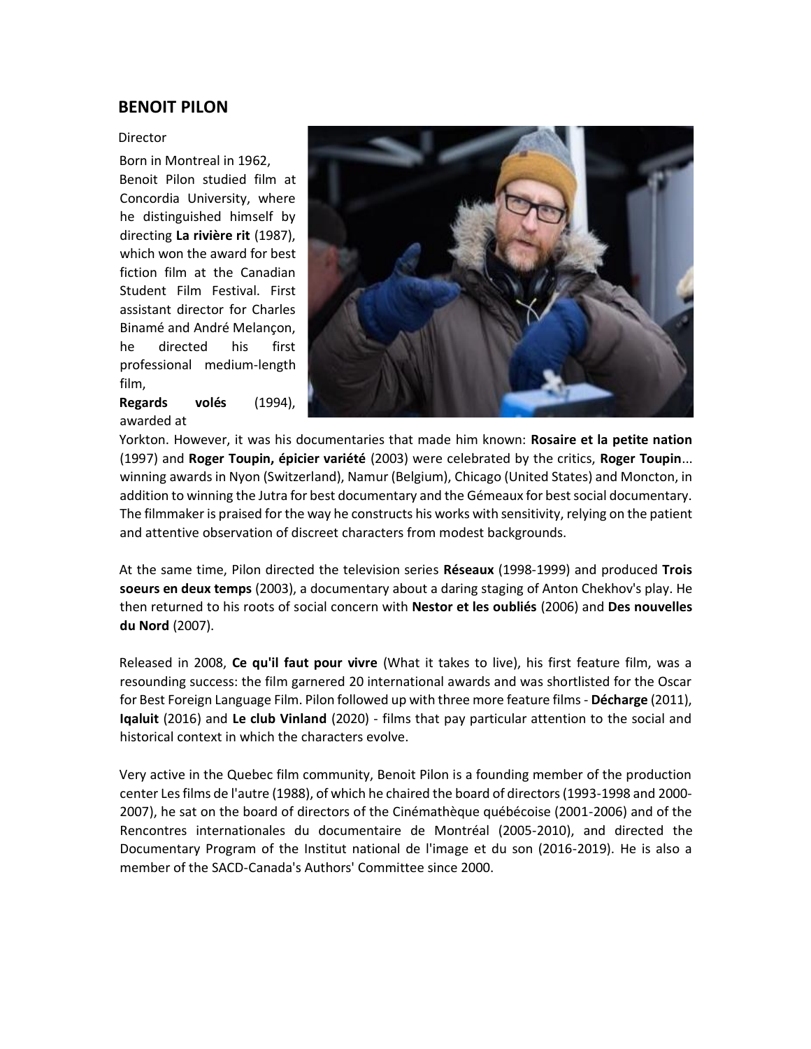## BENOIT PILON

Director

Born in Montreal in 1962, Benoit Pilon studied film at Concordia University, where he distinguished himself by directing **La rivière rit** (1987), which won the award for best fiction film at the Canadian Student Film Festival. First assistant director for Charles Binamé and André Melançon, he directed his first professional medium-length film, **Regards volés** (1994), awarded at Yorkton. However, it was his documentaries that made him known: **Rosaire et la petite nation** (1997) and **Roger Toupin, épicier variété** (2003) were celebrated by the critics, **Roger Toupin**... winning awards in Nyon (Switzerland), Namur (Belgium), Chicago (United States) and Moncton, in addition to winning the Jutra for best documentary and the Gémeaux for best social documentary. The filmmaker is praised for the way he constructs his works with sensitivity, relying on the patient and attentive observation of discreet characters from modest backgrounds.

At the same time, Pilon directed the television series **Réseaux** (1998-1999) and produced **Trois soeurs en deux temps** (2003), a documentary about a daring staging of Anton Chekhov's play. He then returned to his roots of social concern with **Nestor et les oubliés** (2006) and **Des nouvelles du Nord** (2007).

Released in 2008, **Ce qu'il faut pour vivre** (What it takes to live), his first feature film, was a resounding success: the film garnered 20 international awards and was shortlisted for the Oscar for Best Foreign Language Film. Pilon followed up with three more feature films - **Décharge** (2011), **Iqaluit** (2016) and **Le club Vinland** (2020) - films that pay particular attention to the social and historical context in which the characters evolve.

Very active in the Quebec film community, Benoit Pilon is a founding member of the production center Les films de l'autre (1988), of which he chaired the board of directors (1993-1998 and 2000-2007), he sat on the board of directors of the Cinémathèque québécoise (2001-2006) and of the Rencontres internationales du documentaire de Montréal (2005-2010), and directed the Documentary Program of the Institut national de l'image et du son (2016-2019). He is also a member of the SACD-Canada's Authors' Committee since 2000.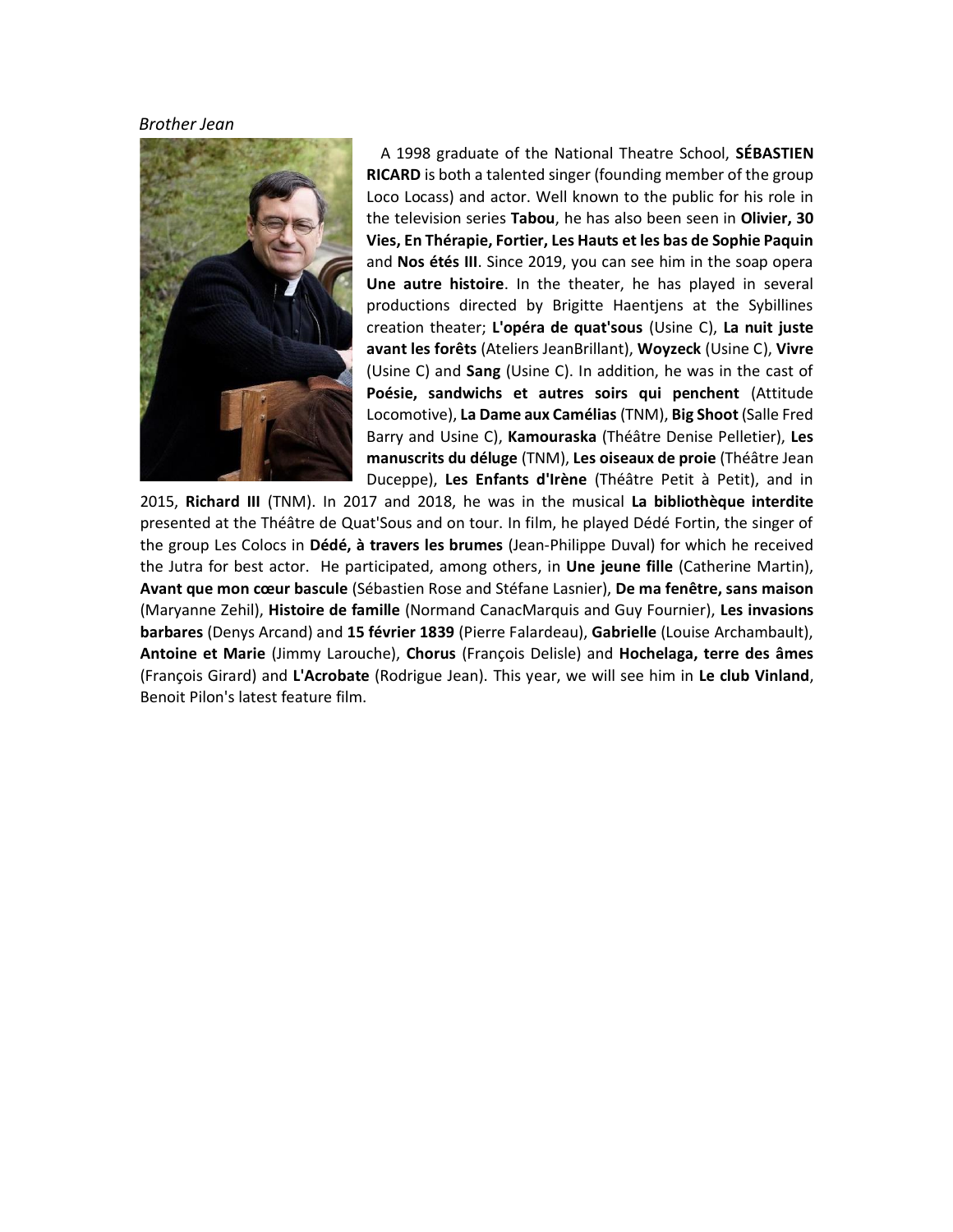*Brother Jean*

A 1998 graduate of the National Theatre School, **SÉBASTIEN RICARD** is both a talented singer (founding member of the group Loco Locass) and actor. Well known to the public for his role in the television series **Tabou**, he has also been seen in **Olivier, 30 Vies, En Thérapie, Fortier, Les Hauts et les bas de Sophie Paquin** and **Nos étés III**. Since 2019, you can see him in the soap opera **Une autre histoire**. In the theater, he has played in several productions directed by Brigitte Haentjens at the Sybillines creation theater; **L'opéra de quat'sous** (Usine C), **La nuit juste avant les forêts** (Ateliers JeanBrillant), **Woyzeck** (Usine C), **Vivre** (Usine C) and **Sang** (Usine C). In addition, he was in the cast of **Poésie, sandwichs et autres soirs qui penchent** (Attitude Locomotive), **La Dame aux Camélias** (TNM), **Big Shoot** (Salle Fred Barry and Usine C), **Kamouraska** (Théâtre Denise Pelletier), **Les manuscrits du déluge** (TNM), **Les oiseaux de proie** (Théâtre Jean Duceppe), **Les Enfants d'Irène** (Théâtre Petit à Petit), and in 2015, **Richard III** (TNM). In 2017 and 2018, he was in the musical **La bibliothèque interdite** presented at the Théâtre de Quat'Sous and on tour. In film, he played Dédé Fortin, the singer of the group Les Colocs in **Dédé, à travers les brumes** (Jean-Philippe Duval) for which he received the Jutra for best actor. He participated, among others, in **Une jeune fille** (Catherine Martin), **Avant que mon cœur bascule** (Sébastien Rose and Stéfane Lasnier), **De ma fenêtre, sans maison** (Maryanne Zehil), **Histoire de famille** (Normand CanacMarquis and Guy Fournier), **Les invasions barbares** (Denys Arcand) and **15 février 1839** (Pierre Falardeau), **Gabrielle** (Louise Archambault), **Antoine et Marie** (Jimmy Larouche), **Chorus** (François Delisle) and **Hochelaga, terre des âmes** (François Girard) and **L'Acrobate** (Rodrigue Jean). This year, we will see him in **Le club Vinland**, Benoit Pilon's latest feature film.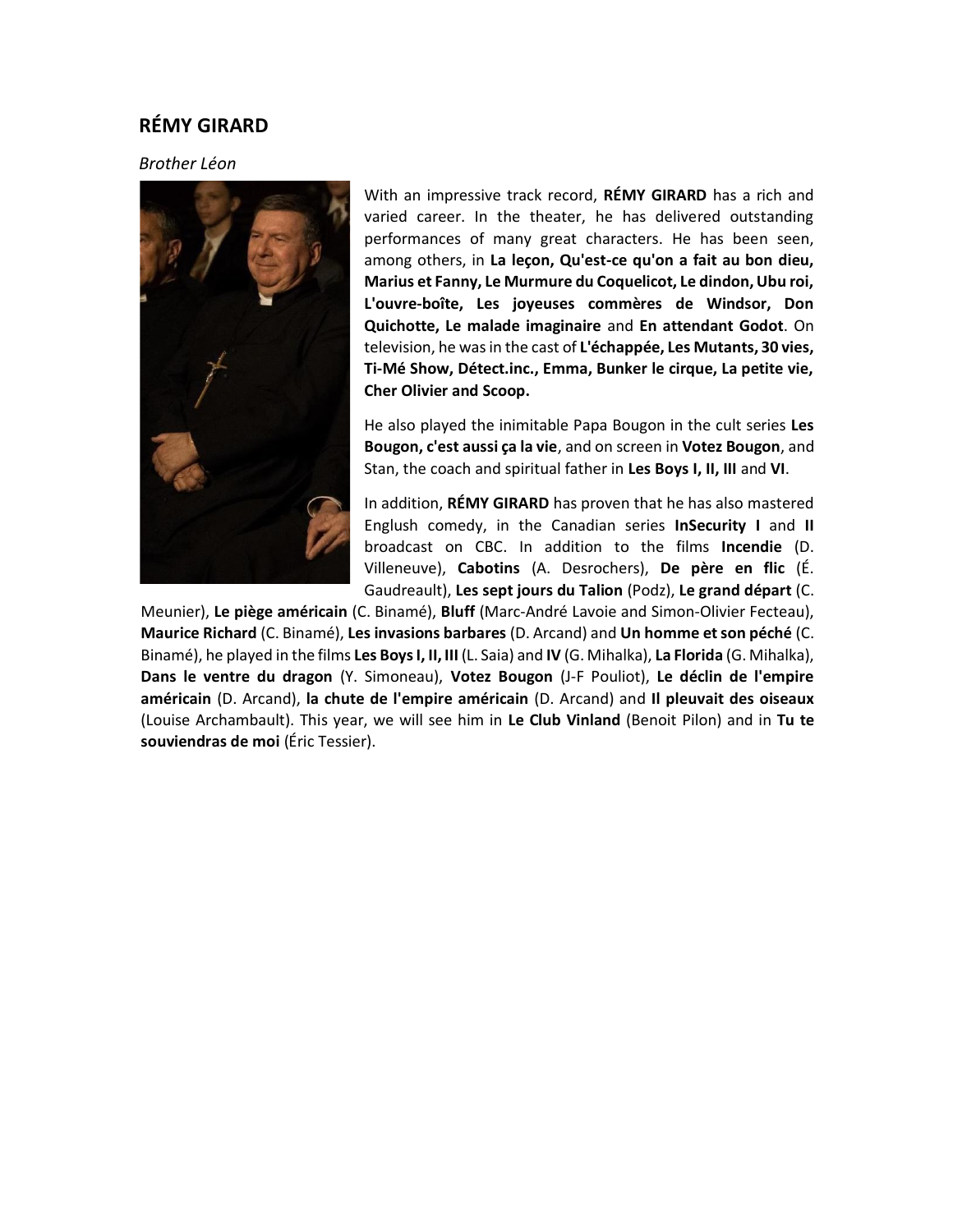## RÉMY GIRARD

*Brother Léon*

With an impressive track record, **RÉMY GIRARD** has a rich and varied career. In the theater, he has delivered outstanding performances of many great characters. He has been seen, among others, in **La leçon, Qu'est-ce qu'on a fait au bon dieu, Marius et Fanny, Le Murmure du Coquelicot, Le dindon, Ubu roi, L'ouvre-boîte, Les joyeuses commères de Windsor, Don Quichotte, Le malade imaginaire** and **En attendant Godot**. On television, he was in the cast of **L'échappée, Les Mutants, 30 vies, Ti-Mé Show, Détect.inc., Emma, Bunker le cirque, La petite vie, Cher Olivier and Scoop.**

He also played the inimitable Papa Bougon in the cult series **Les Bougon, c'est aussi ça la vie**, and on screen in **Votez Bougon**, and Stan, the coach and spiritual father in **Les Boys I, II, III** and **VI**.

In addition, **RÉMY GIRARD** has proven that he has also mastered English comedy, in the Canadian series **InSecurity I** and **II** broadcast on CBC. In addition to the films **Incendie** (D. Villeneuve), **Cabotins** (A. Desrochers), **De père en flic** (É. Gaudreault), **Les sept jours du Talion** (Podz), **Le grand départ** (C. Meunier), **Le piège américain** (C. Binamé), **Bluff** (Marc-André Lavoie and Simon-Olivier Fecteau), **Maurice Richard** (C. Binamé), **Les invasions barbares** (D. Arcand) and **Un homme et son péché** (C. Binamé), he played in the films **Les Boys I, II, III** (L. Saia) and **IV** (G. Mihalka), **La Florida** (G. Mihalka), **Dans le ventre du dragon** (Y. Simoneau), **Votez Bougon** (J-F Pouliot), **Le déclin de l'empire américain** (D. Arcand), **la chute de l'empire américain** (D. Arcand) and **Il pleuvait des oiseaux** (Louise Archambault). This year, we will see him in **Le Club Vinland** (Benoit Pilon) and in **Tu te souviendras de moi** (Éric Tessier).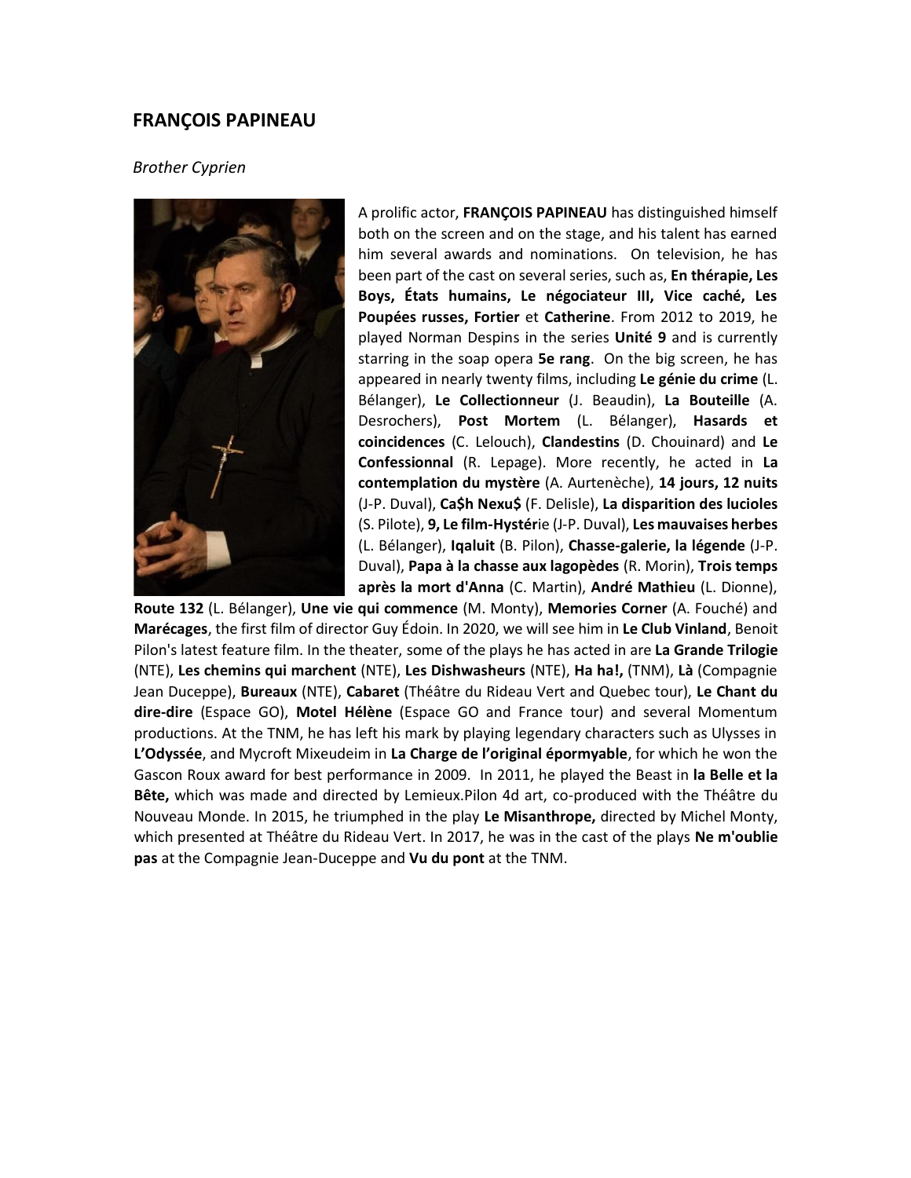## FRANÇOIS PAPINEAU

*Brother Cyprien*

A prolific actor, **FRANÇOIS PAPINEAU** has distinguished himself both on the screen and on the stage, and his talent has earned him several awards and nominations. On television, he has been part of the cast on several series, such as, **En thérapie, Les Boys, États humains, Le négociateur III, Vice caché, Les Poupées russes, Fortier** et **Catherine**. From 2012 to 2019, he played Norman Despins in the series **Unité 9** and is currently starring in the soap opera **5e rang**. On the big screen, he has appeared in nearly twenty films, including **Le génie du crime** (L. Bélanger), **Le Collectionneur** (J. Beaudin), **La Bouteille** (A. Desrochers), **Post Mortem** (L. Bélanger), **Hasards et coincidences** (C. Lelouch), **Clandestins** (D. Chouinard) and **Le Confessionnal** (R. Lepage). More recently, he acted in **La contemplation du mystère** (A. Aurtenèche), **14 jours, 12 nuits** (J-P. Duval), **Ca$h Nexu$** (F. Delisle), **La disparition des lucioles** (S. Pilote), **9, Le film-Hystér**ie (J-P. Duval), **Les mauvaises herbes** (L. Bélanger), **Iqaluit** (B. Pilon), **Chasse-galerie, la légende** (J-P. Duval), **Papa à la chasse aux lagopèdes** (R. Morin), **Trois temps après la mort d'Anna** (C. Martin), **André Mathieu** (L. Dionne), **Route 132** (L. Bélanger), **Une vie qui commence** (M. Monty), **Memories Corner** (A. Fouché) and **Marécages**, the first film of director Guy Édoin. In 2020, we will see him in **Le Club Vinland**, Benoit Pilon's latest feature film. In the theater, some of the plays he has acted in are **La Grande Trilogie** (NTE), **Les chemins qui marchent** (NTE), **Les Dishwasheurs** (NTE), **Ha ha!,** (TNM), **Là** (Compagnie Jean Duceppe), **Bureaux** (NTE), **Cabaret** (Théâtre du Rideau Vert and Quebec tour), **Le Chant du dire-dire** (Espace GO), **Motel Hélène** (Espace GO and France tour) and several Momentum productions. At the TNM, he has left his mark by playing legendary characters such as Ulysses in **L'Odyssée**, and Mycroft Mixeudeim in **La Charge de l'original épormyable**, for which he won the Gascon Roux award for best performance in 2009. In 2011, he played the Beast in **la Belle et la Bête,** which was made and directed by Lemieux.Pilon 4d art, co-produced with the Théâtre du Nouveau Monde. In 2015, he triumphed in the play **Le Misanthrope,** directed by Michel Monty, which presented at Théâtre du Rideau Vert. In 2017, he was in the cast of the plays **Ne m'oublie pas** at the Compagnie Jean-Duceppe and **Vu du pont** at the TNM.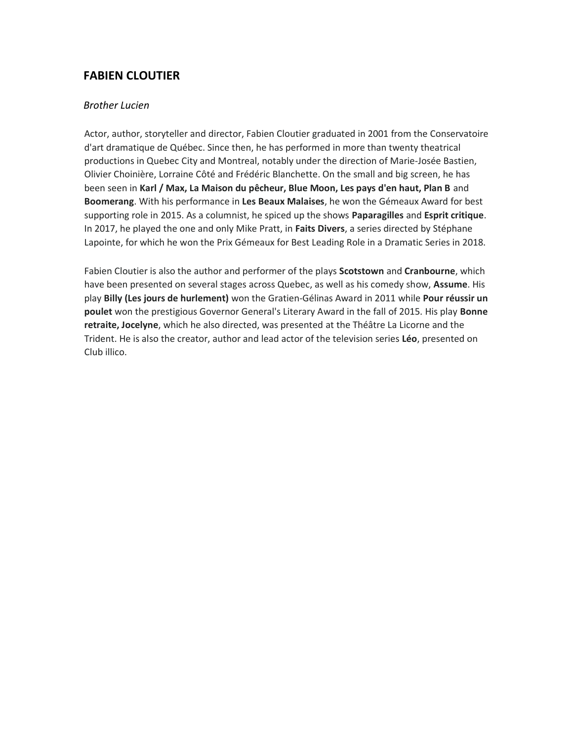## FABIEN CLOUTIER

*Brother Lucien*

Actor, author, storyteller and director, Fabien Cloutier graduated in 2001 from the Conservatoire d'art dramatique de Québec. Since then, he has performed in more than twenty theatrical productions in Quebec City and Montreal, notably under the direction of Marie-Josée Bastien, Olivier Choinière, Lorraine Côté and Frédéric Blanchette. On the small and big screen, he has been seen in **Karl / Max, La Maison du pêcheur, Blue Moon, Les pays d'en haut, Plan B** and **Boomerang**. With his performance in **Les Beaux Malaises**, he won the Gémeaux Award for best supporting role in 2015. As a columnist, he spiced up the shows **Paparagilles** and **Esprit critique**. In 2017, he played the one and only Mike Pratt, in **Faits Divers**, a series directed by Stéphane Lapointe, for which he won the Prix Gémeaux for Best Leading Role in a Dramatic Series in 2018.

Fabien Cloutier is also the author and performer of the plays **Scotstown** and **Cranbourne**, which have been presented on several stages across Quebec, as well as his comedy show, **Assume**. His play **Billy (Les jours de hurlement)** won the Gratien-Gélinas Award in 2011 while **Pour réussir un poulet** won the prestigious Governor General's Literary Award in the fall of 2015. His play **Bonne retraite, Jocelyne**, which he also directed, was presented at the Théâtre La Licorne and the Trident. He is also the creator, author and lead actor of the television series **Léo**, presented on Club illico.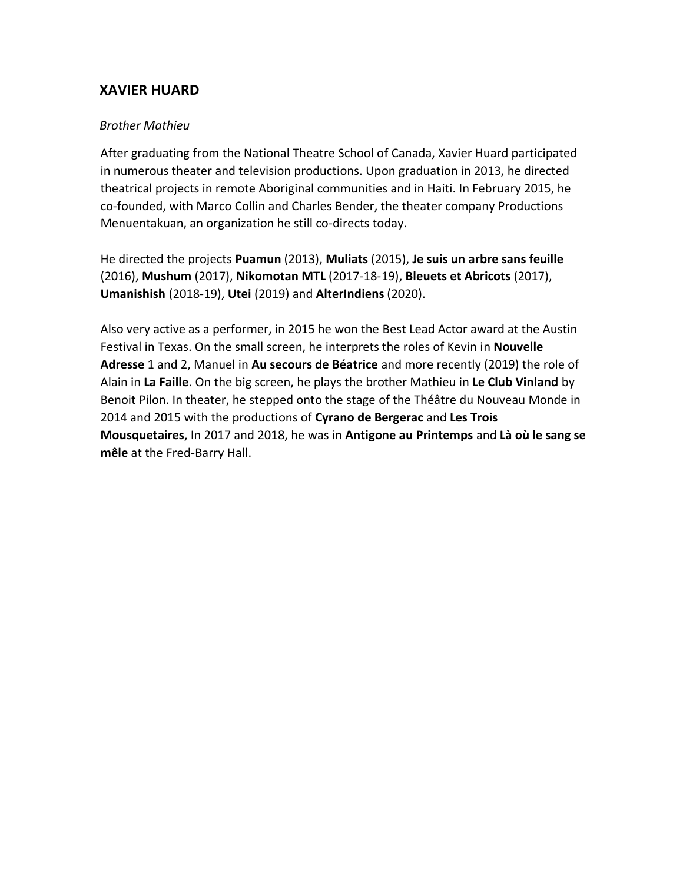## XAVIER HUARD

*Brother Mathieu*

After graduating from the National Theatre School of Canada, Xavier Huard participated in numerous theater and television productions. Upon graduation in 2013, he directed theatrical projects in remote Aboriginal communities and in Haiti. In February 2015, he co-founded, with Marco Collin and Charles Bender, the theater company Productions Menuentakuan, an organization he still co-directs today.

He directed the projects **Puamun** (2013), **Muliats** (2015), **Je suis un arbre sans feuille** (2016), **Mushum** (2017), **Nikomotan MTL** (2017-18-19), **Bleuets et Abricots** (2017), **Umanishish** (2018-19), **Utei** (2019) and **AlterIndiens** (2020).

Also very active as a performer, in 2015 he won the Best Lead Actor award at the Austin Festival in Texas. On the small screen, he interprets the roles of Kevin in **Nouvelle Adresse** 1 and 2, Manuel in **Au secours de Béatrice** and more recently (2019) the role of Alain in **La Faille**. On the big screen, he plays the brother Mathieu in **Le Club Vinland** by Benoit Pilon. In theater, he stepped onto the stage of the Théâtre du Nouveau Monde in 2014 and 2015 with the productions of **Cyrano de Bergerac** and **Les Trois Mousquetaires**, In 2017 and 2018, he was in **Antigone au Printemps** and **Là où le sang se mêle** at the Fred-Barry Hall.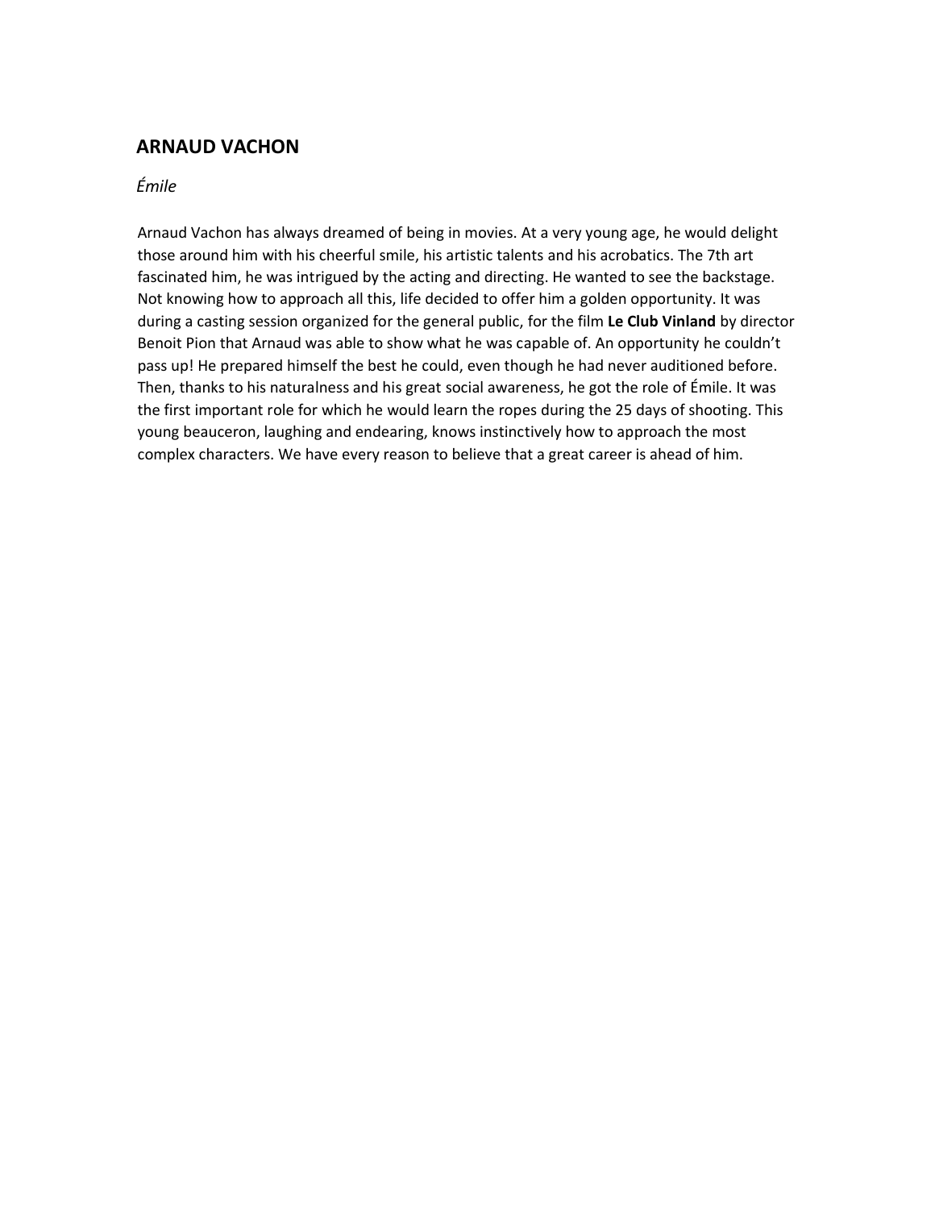## ARNAUD VACHON

*Émile*

Arnaud Vachon has always dreamed of being in movies. At a very young age, he would delight those around him with his cheerful smile, his artistic talents and his acrobatics. The 7th art fascinated him, he was intrigued by the acting and directing. He wanted to see the backstage. Not knowing how to approach all this, life decided to offer him a golden opportunity. It was during a casting session organized for the general public, for the film **Le Club Vinland** by director Benoit Pion that Arnaud was able to show what he was capable of. An opportunity he couldn't pass up! He prepared himself the best he could, even though he had never auditioned before. Then, thanks to his naturalness and his great social awareness, he got the role of Émile. It was the first important role for which he would learn the ropes during the 25 days of shooting. This young beauceron, laughing and endearing, knows instinctively how to approach the most complex characters. We have every reason to believe that a great career is ahead of him.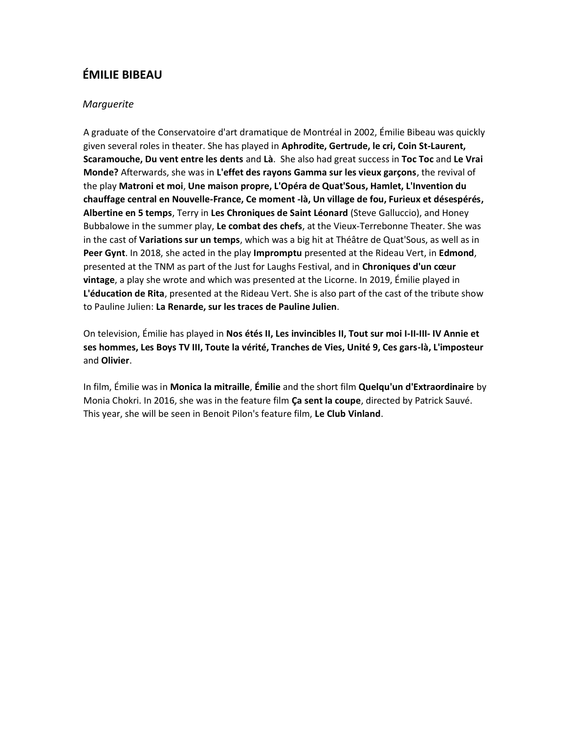## ÉMILIE BIBEAU

*Marguerite*

A graduate of the Conservatoire d'art dramatique de Montréal in 2002, Émilie Bibeau was quickly given several roles in theater. She has played in **Aphrodite, Gertrude, le cri, Coin St-Laurent, Scaramouche, Du vent entre les dents** and **Là**. She also had great success in **Toc Toc** and **Le Vrai Monde?** Afterwards, she was in **L'effet des rayons Gamma sur les vieux garçons**, the revival of the play **Matroni et moi**, **Une maison propre, L'Opéra de Quat'Sous, Hamlet, L'Invention du chauffage central en Nouvelle-France, Ce moment -là, Un village de fou, Furieux et désespérés, Albertine en 5 temps**, Terry in **Les Chroniques de Saint Léonard** (Steve Galluccio), and Honey Bubbalowe in the summer play, **Le combat des chefs**, at the Vieux-Terrebonne Theater. She was in the cast of **Variations sur un temps**, which was a big hit at Théâtre de Quat'Sous, as well as in **Peer Gynt**. In 2018, she acted in the play **Impromptu** presented at the Rideau Vert, in **Edmond**, presented at the TNM as part of the Just for Laughs Festival, and in **Chroniques d'un cœur vintage**, a play she wrote and which was presented at the Licorne. In 2019, Émilie played in **L'éducation de Rita**, presented at the Rideau Vert. She is also part of the cast of the tribute show to Pauline Julien: **La Renarde, sur les traces de Pauline Julien**.

On television, Émilie has played in **Nos étés II, Les invincibles II, Tout sur moi I-II-III- IV Annie et ses hommes, Les Boys TV III, Toute la vérité, Tranches de Vies, Unité 9, Ces gars-là, L'imposteur** and **Olivier**.

In film, Émilie was in **Monica la mitraille**, **Émilie** and the short film **Quelqu'un d'Extraordinaire** by Monia Chokri. In 2016, she was in the feature film **Ça sent la coupe**, directed by Patrick Sauvé. This year, she will be seen in Benoit Pilon's feature film, **Le Club Vinland**.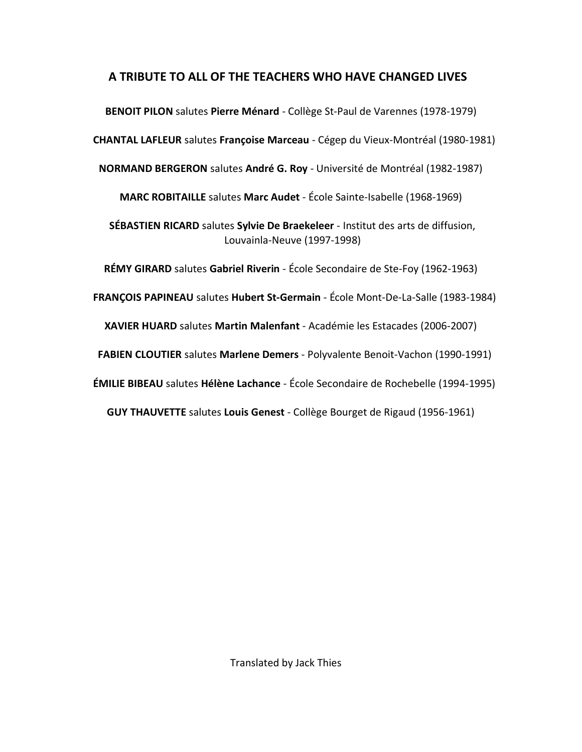## A TRIBUTE TO ALL OF THE TEACHERS WHO HAVE CHANGED LIVES

**BENOIT PILON** salutes **Pierre Ménard** - Collège St-Paul de Varennes (1978-1979)

**CHANTAL LAFLEUR** salutes **Françoise Marceau** - Cégep du Vieux-Montréal (1980-1981)

**NORMAND BERGERON** salutes **André G. Roy** - Université de Montréal (1982-1987)

**MARC ROBITAILLE** salutes **Marc Audet** - École Sainte-Isabelle (1968-1969)

**SÉBASTIEN RICARD** salutes **Sylvie De Braekeleer** - Institut des arts de diffusion, Louvainla-Neuve (1997-1998)

**RÉMY GIRARD** salutes **Gabriel Riverin** - École Secondaire de Ste-Foy (1962-1963)

**FRANÇOIS PAPINEAU** salutes **Hubert St-Germain** - École Mont-De-La-Salle (1983-1984)

**XAVIER HUARD** salutes **Martin Malenfant** - Académie les Estacades (2006-2007)

**FABIEN CLOUTIER** salutes **Marlene Demers** - Polyvalente Benoit-Vachon (1990-1991)

**ÉMILIE BIBEAU** salutes **Hélène Lachance** - École Secondaire de Rochebelle (1994-1995)

**GUY THAUVETTE** salutes **Louis Genest** - Collège Bourget de Rigaud (1956-1961)

Translated by Jack Thies